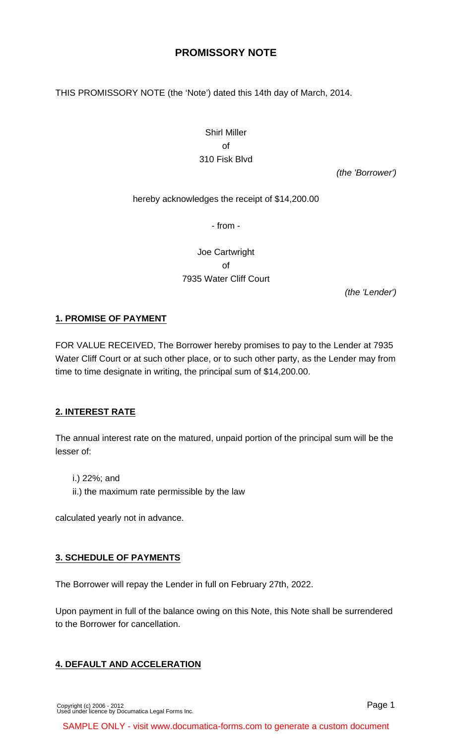# PROMISSORY NOTE

THIS PROMISSORY NOTE (the 'Note') dated this 14th day of March, 2014.

Shirl Miller
of
310 Fisk Blvd

*(the 'Borrower')*

hereby acknowledges the receipt of $14,200.00

- from -

Joe Cartwright
of
7935 Water Cliff Court

*(the 'Lender')*

## 1. PROMISE OF PAYMENT

FOR VALUE RECEIVED, The Borrower hereby promises to pay to the Lender at 7935 Water Cliff Court or at such other place, or to such other party, as the Lender may from time to time designate in writing, the principal sum of $14,200.00.

## 2. INTEREST RATE

The annual interest rate on the matured, unpaid portion of the principal sum will be the lesser of:

i.) 22%; and
ii.) the maximum rate permissible by the law

calculated yearly not in advance.

## 3. SCHEDULE OF PAYMENTS

The Borrower will repay the Lender in full on February 27th, 2022.

Upon payment in full of the balance owing on this Note, this Note shall be surrendered to the Borrower for cancellation.

## 4. DEFAULT AND ACCELERATION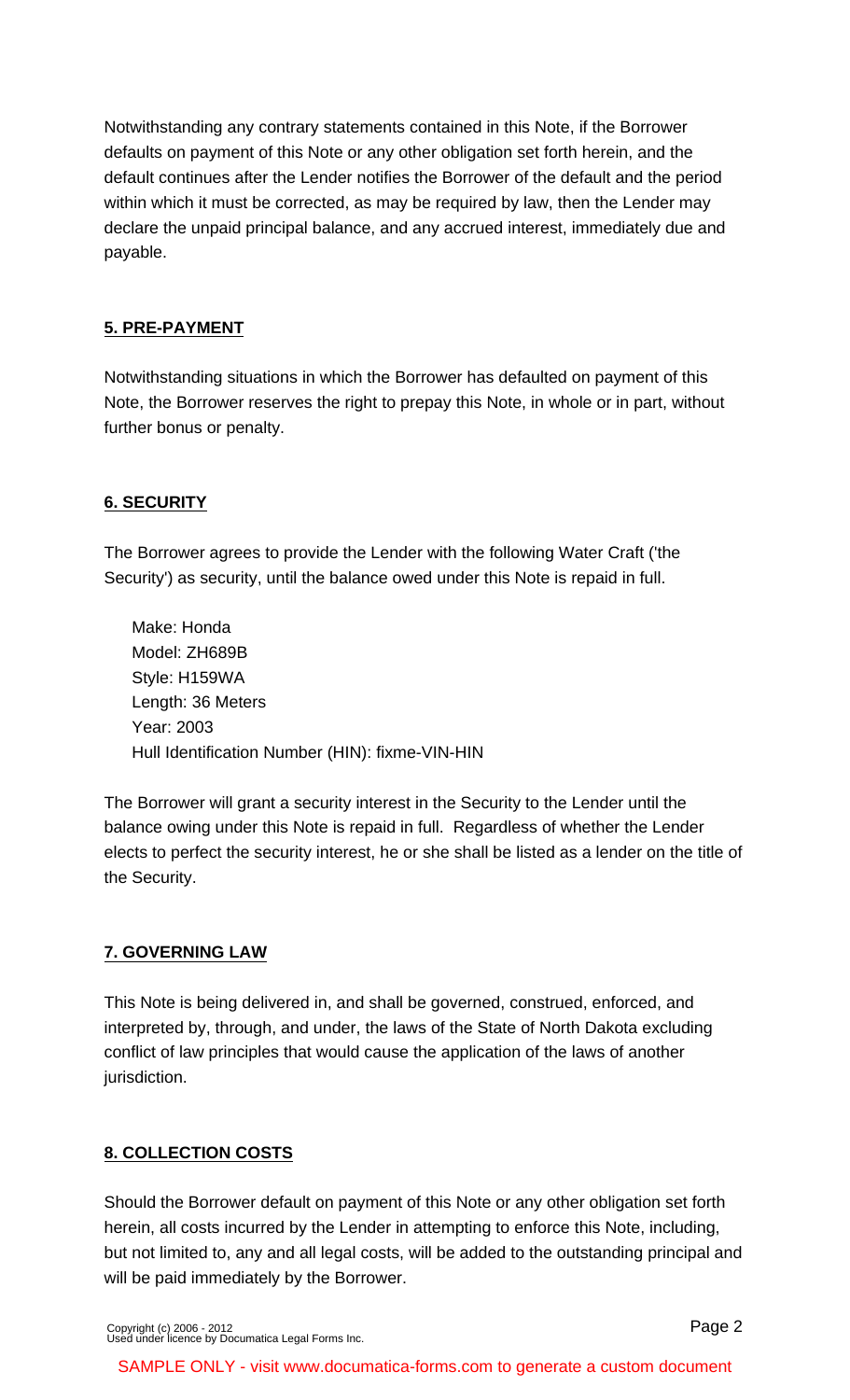Notwithstanding any contrary statements contained in this Note, if the Borrower defaults on payment of this Note or any other obligation set forth herein, and the default continues after the Lender notifies the Borrower of the default and the period within which it must be corrected, as may be required by law, then the Lender may declare the unpaid principal balance, and any accrued interest, immediately due and payable.

## 5. PRE-PAYMENT

Notwithstanding situations in which the Borrower has defaulted on payment of this Note, the Borrower reserves the right to prepay this Note, in whole or in part, without further bonus or penalty.

## 6. SECURITY

The Borrower agrees to provide the Lender with the following Water Craft ('the Security') as security, until the balance owed under this Note is repaid in full.

Make: Honda
Model: ZH689B
Style: H159WA
Length: 36 Meters
Year: 2003
Hull Identification Number (HIN): fixme-VIN-HIN

The Borrower will grant a security interest in the Security to the Lender until the balance owing under this Note is repaid in full. Regardless of whether the Lender elects to perfect the security interest, he or she shall be listed as a lender on the title of the Security.

## 7. GOVERNING LAW

This Note is being delivered in, and shall be governed, construed, enforced, and interpreted by, through, and under, the laws of the State of North Dakota excluding conflict of law principles that would cause the application of the laws of another jurisdiction.

## 8. COLLECTION COSTS

Should the Borrower default on payment of this Note or any other obligation set forth herein, all costs incurred by the Lender in attempting to enforce this Note, including, but not limited to, any and all legal costs, will be added to the outstanding principal and will be paid immediately by the Borrower.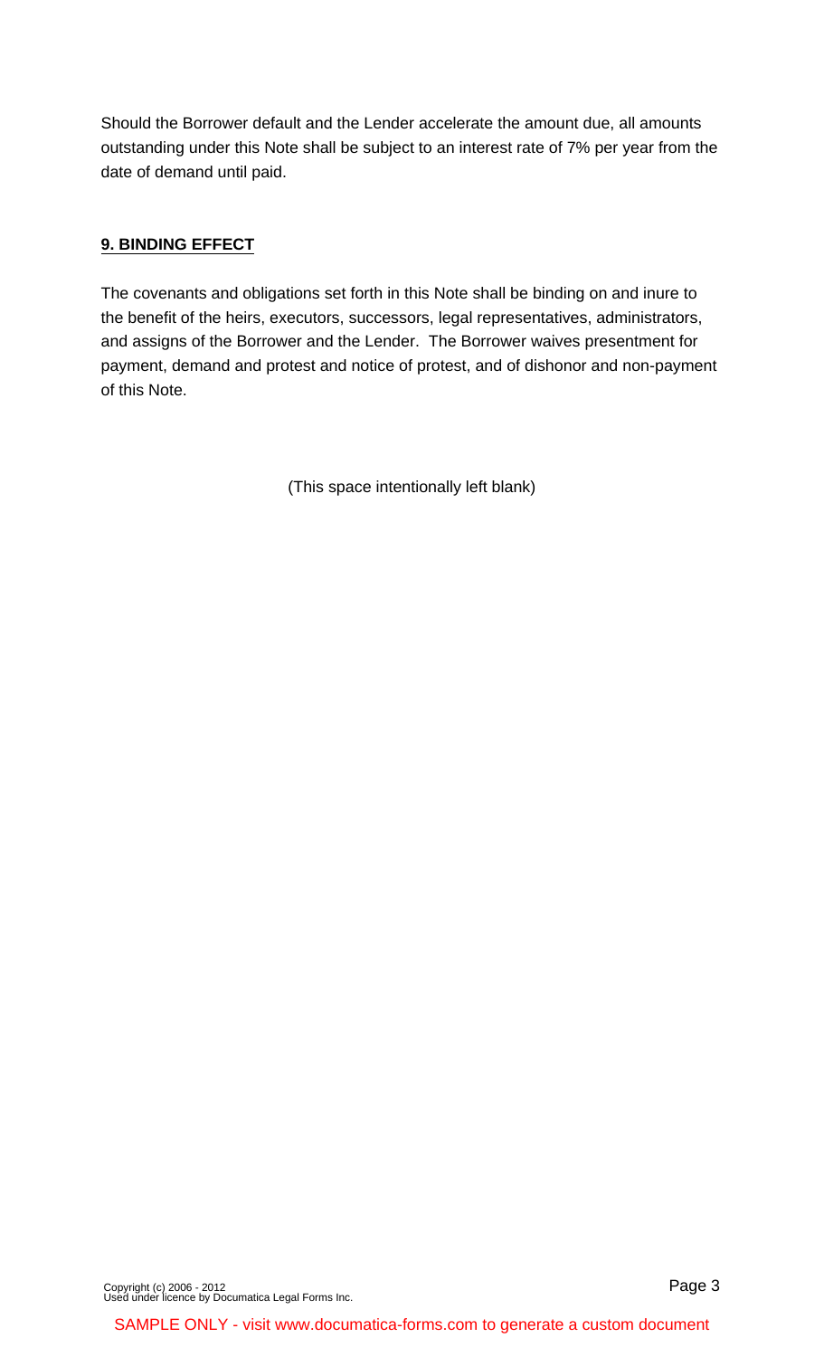Should the Borrower default and the Lender accelerate the amount due, all amounts outstanding under this Note shall be subject to an interest rate of 7% per year from the date of demand until paid.

## 9. BINDING EFFECT

The covenants and obligations set forth in this Note shall be binding on and inure to the benefit of the heirs, executors, successors, legal representatives, administrators, and assigns of the Borrower and the Lender. The Borrower waives presentment for payment, demand and protest and notice of protest, and of dishonor and non-payment of this Note.

(This space intentionally left blank)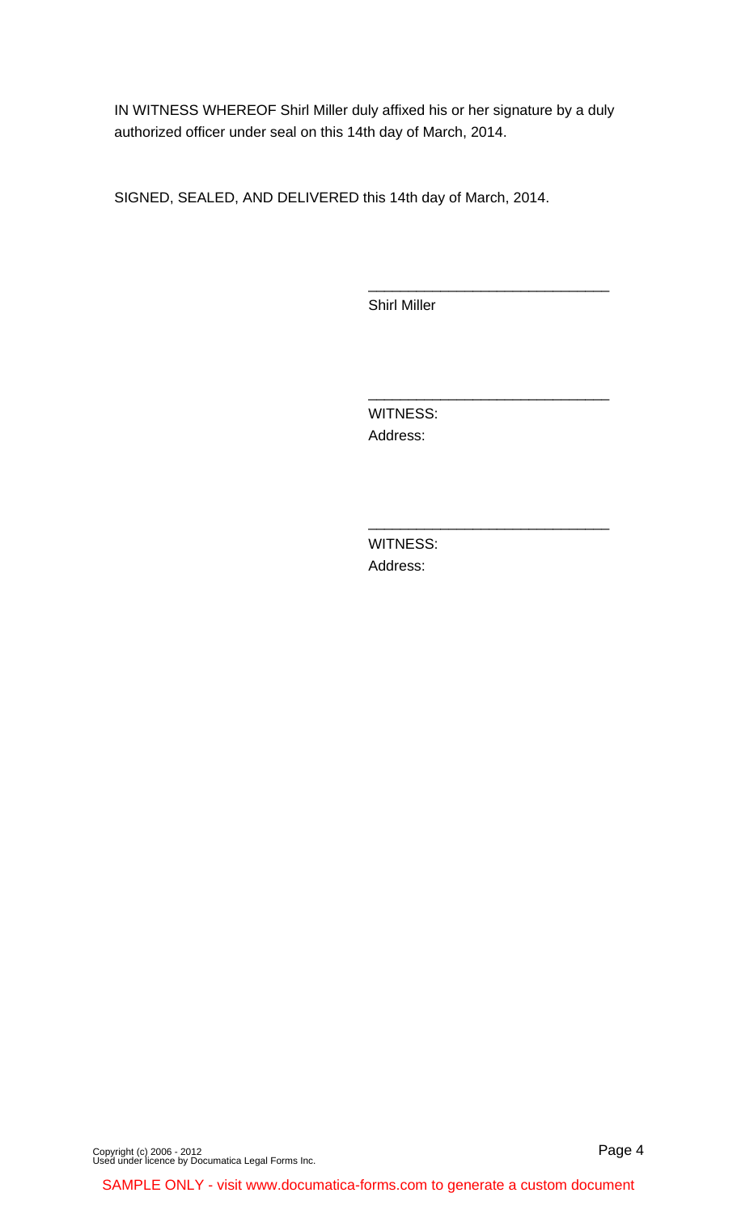IN WITNESS WHEREOF Shirl Miller duly affixed his or her signature by a duly authorized officer under seal on this 14th day of March, 2014.

SIGNED, SEALED, AND DELIVERED this 14th day of March, 2014.

______________________________
Shirl Miller

______________________________
WITNESS:
Address:

______________________________
WITNESS:
Address:

Copyright (c) 2006 - 2012
Used under licence by Documatica Legal Forms Inc.

SAMPLE ONLY - visit www.documatica-forms.com to generate a custom document